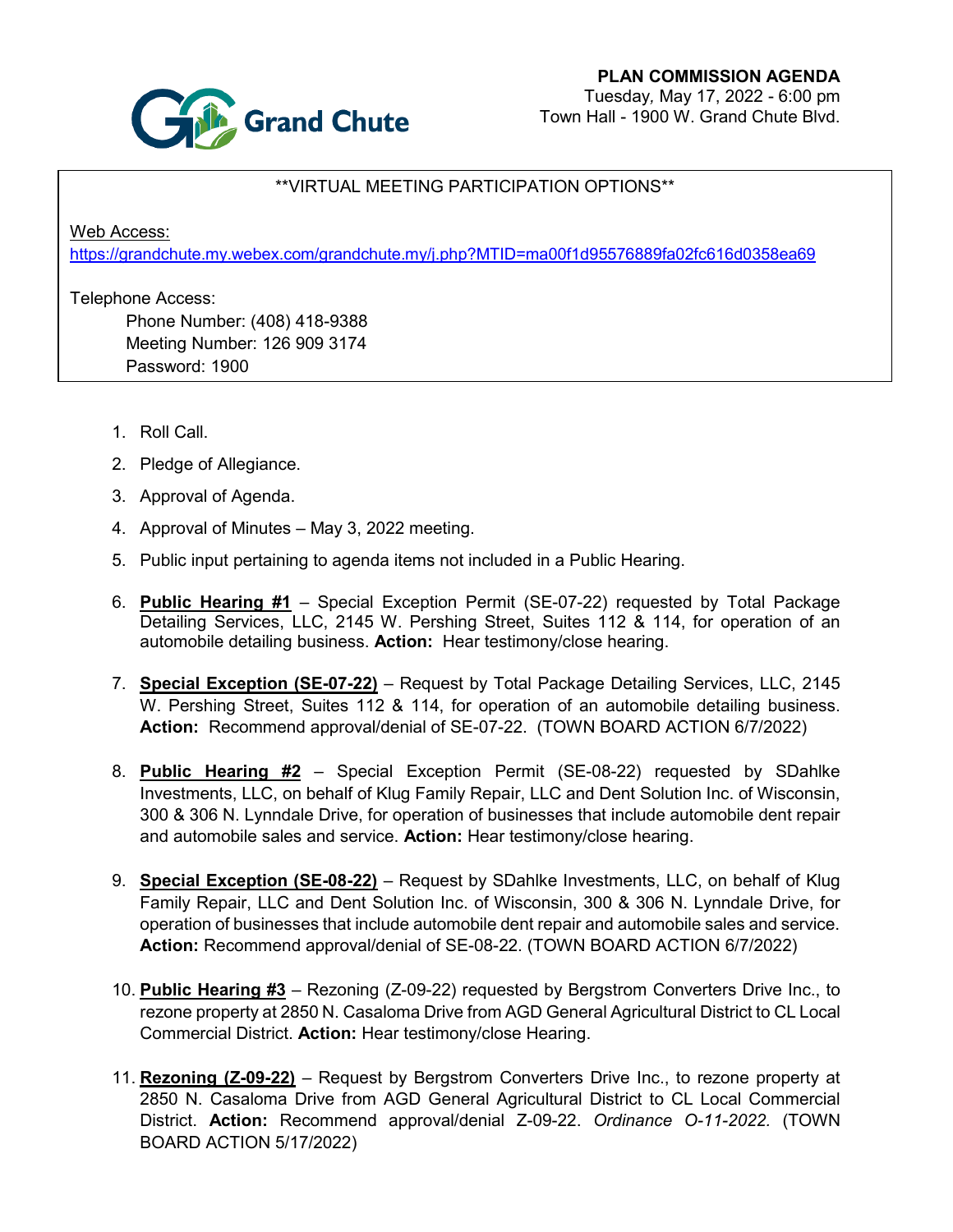Grand Chute

**PLAN COMMISSION AGENDA**
Tuesday, May 17, 2022 - 6:00 pm
Town Hall - 1900 W. Grand Chute Blvd.

**VIRTUAL MEETING PARTICIPATION OPTIONS**

Web Access:
https://grandchute.my.webex.com/grandchute.my/j.php?MTID=ma00f1d95576889fa02fc616d0358ea69

Telephone Access:
Phone Number: (408) 418-9388
Meeting Number: 126 909 3174
Password: 1900

1. Roll Call.
2. Pledge of Allegiance.
3. Approval of Agenda.
4. Approval of Minutes – May 3, 2022 meeting.
5. Public input pertaining to agenda items not included in a Public Hearing.
6. **Public Hearing #1** – Special Exception Permit (SE-07-22) requested by Total Package Detailing Services, LLC, 2145 W. Pershing Street, Suites 112 & 114, for operation of an automobile detailing business. **Action:** Hear testimony/close hearing.
7. **Special Exception (SE-07-22)** – Request by Total Package Detailing Services, LLC, 2145 W. Pershing Street, Suites 112 & 114, for operation of an automobile detailing business. **Action:** Recommend approval/denial of SE-07-22. (TOWN BOARD ACTION 6/7/2022)
8. **Public Hearing #2** – Special Exception Permit (SE-08-22) requested by SDahlke Investments, LLC, on behalf of Klug Family Repair, LLC and Dent Solution Inc. of Wisconsin, 300 & 306 N. Lynndale Drive, for operation of businesses that include automobile dent repair and automobile sales and service. **Action:** Hear testimony/close hearing.
9. **Special Exception (SE-08-22)** – Request by SDahlke Investments, LLC, on behalf of Klug Family Repair, LLC and Dent Solution Inc. of Wisconsin, 300 & 306 N. Lynndale Drive, for operation of businesses that include automobile dent repair and automobile sales and service. **Action:** Recommend approval/denial of SE-08-22. (TOWN BOARD ACTION 6/7/2022)
10. **Public Hearing #3** – Rezoning (Z-09-22) requested by Bergstrom Converters Drive Inc., to rezone property at 2850 N. Casaloma Drive from AGD General Agricultural District to CL Local Commercial District. **Action:** Hear testimony/close Hearing.
11. **Rezoning (Z-09-22)** – Request by Bergstrom Converters Drive Inc., to rezone property at 2850 N. Casaloma Drive from AGD General Agricultural District to CL Local Commercial District. **Action:** Recommend approval/denial Z-09-22. *Ordinance O-11-2022.* (TOWN BOARD ACTION 5/17/2022)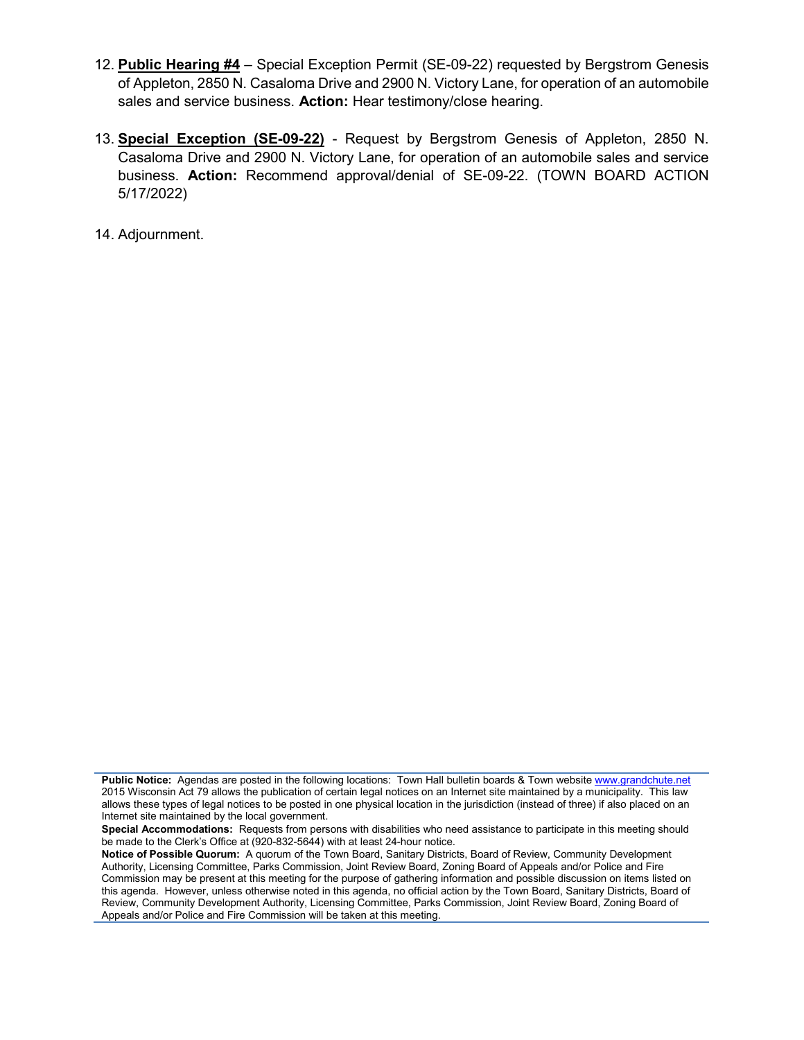12. **Public Hearing #4** – Special Exception Permit (SE-09-22) requested by Bergstrom Genesis of Appleton, 2850 N. Casaloma Drive and 2900 N. Victory Lane, for operation of an automobile sales and service business. **Action:** Hear testimony/close hearing.

13. **Special Exception (SE-09-22)** - Request by Bergstrom Genesis of Appleton, 2850 N. Casaloma Drive and 2900 N. Victory Lane, for operation of an automobile sales and service business. **Action:** Recommend approval/denial of SE-09-22. (TOWN BOARD ACTION 5/17/2022)

14. Adjournment.

---

**Public Notice:** Agendas are posted in the following locations: Town Hall bulletin boards & Town website www.grandchute.net 2015 Wisconsin Act 79 allows the publication of certain legal notices on an Internet site maintained by a municipality. This law allows these types of legal notices to be posted in one physical location in the jurisdiction (instead of three) if also placed on an Internet site maintained by the local government.

**Special Accommodations:** Requests from persons with disabilities who need assistance to participate in this meeting should be made to the Clerk's Office at (920-832-5644) with at least 24-hour notice.

**Notice of Possible Quorum:** A quorum of the Town Board, Sanitary Districts, Board of Review, Community Development Authority, Licensing Committee, Parks Commission, Joint Review Board, Zoning Board of Appeals and/or Police and Fire Commission may be present at this meeting for the purpose of gathering information and possible discussion on items listed on this agenda. However, unless otherwise noted in this agenda, no official action by the Town Board, Sanitary Districts, Board of Review, Community Development Authority, Licensing Committee, Parks Commission, Joint Review Board, Zoning Board of Appeals and/or Police and Fire Commission will be taken at this meeting.